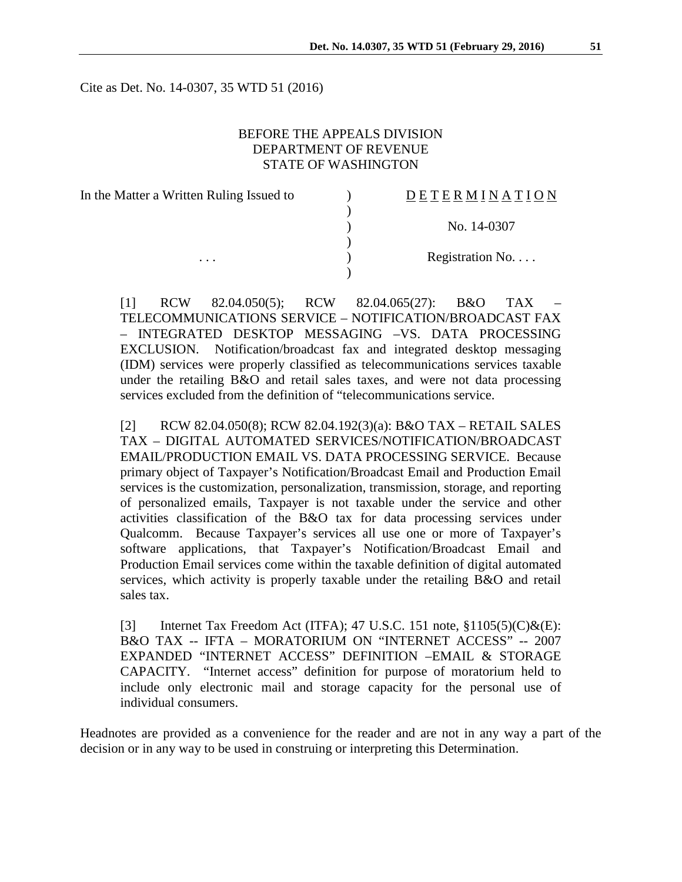Cite as Det. No. 14-0307, 35 WTD 51 (2016)

BEFORE THE APPEALS DIVISION
DEPARTMENT OF REVENUE
STATE OF WASHINGTON

| In the Matter a Written Ruling Issued to | ) | DETERMINATION |
|---|---|---|
| | ) | |
| | ) | No. 14-0307 |
| | ) | |
| . . . | ) | Registration No. . . . |
| | ) | |

[1] RCW 82.04.050(5); RCW 82.04.065(27): B&O TAX – TELECOMMUNICATIONS SERVICE – NOTIFICATION/BROADCAST FAX – INTEGRATED DESKTOP MESSAGING –VS. DATA PROCESSING EXCLUSION. Notification/broadcast fax and integrated desktop messaging (IDM) services were properly classified as telecommunications services taxable under the retailing B&O and retail sales taxes, and were not data processing services excluded from the definition of "telecommunications service.

[2] RCW 82.04.050(8); RCW 82.04.192(3)(a): B&O TAX – RETAIL SALES TAX – DIGITAL AUTOMATED SERVICES/NOTIFICATION/BROADCAST EMAIL/PRODUCTION EMAIL VS. DATA PROCESSING SERVICE. Because primary object of Taxpayer's Notification/Broadcast Email and Production Email services is the customization, personalization, transmission, storage, and reporting of personalized emails, Taxpayer is not taxable under the service and other activities classification of the B&O tax for data processing services under Qualcomm. Because Taxpayer's services all use one or more of Taxpayer's software applications, that Taxpayer's Notification/Broadcast Email and Production Email services come within the taxable definition of digital automated services, which activity is properly taxable under the retailing B&O and retail sales tax.

[3] Internet Tax Freedom Act (ITFA); 47 U.S.C. 151 note, §1105(5)(C)&(E): B&O TAX -- IFTA – MORATORIUM ON "INTERNET ACCESS" -- 2007 EXPANDED "INTERNET ACCESS" DEFINITION –EMAIL & STORAGE CAPACITY. "Internet access" definition for purpose of moratorium held to include only electronic mail and storage capacity for the personal use of individual consumers.

Headnotes are provided as a convenience for the reader and are not in any way a part of the decision or in any way to be used in construing or interpreting this Determination.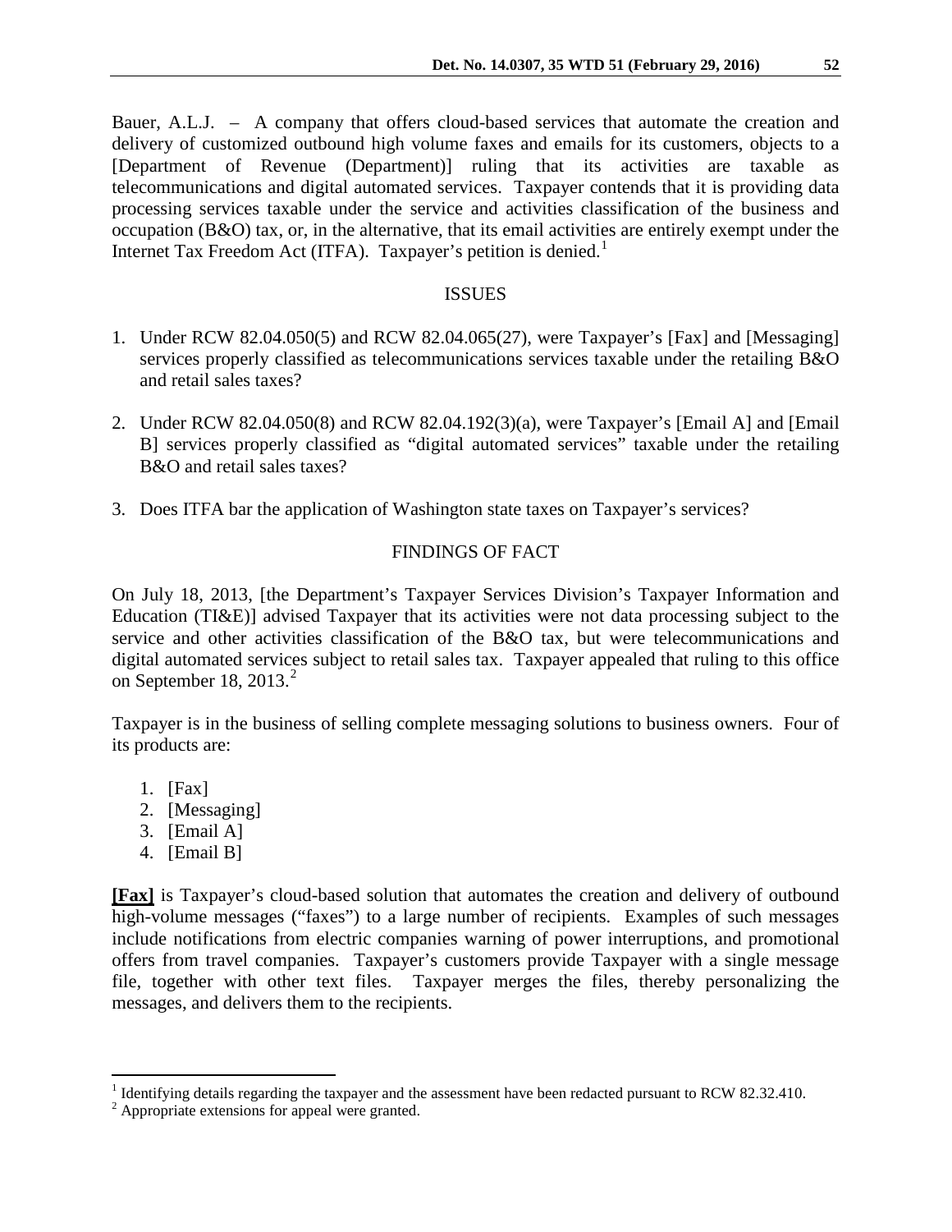Bauer, A.L.J. – A company that offers cloud-based services that automate the creation and delivery of customized outbound high volume faxes and emails for its customers, objects to a [Department of Revenue (Department)] ruling that its activities are taxable as telecommunications and digital automated services. Taxpayer contends that it is providing data processing services taxable under the service and activities classification of the business and occupation (B&O) tax, or, in the alternative, that its email activities are entirely exempt under the Internet Tax Freedom Act (ITFA). Taxpayer's petition is denied.[1]

## ISSUES

1. Under RCW 82.04.050(5) and RCW 82.04.065(27), were Taxpayer's [Fax] and [Messaging] services properly classified as telecommunications services taxable under the retailing B&O and retail sales taxes?

2. Under RCW 82.04.050(8) and RCW 82.04.192(3)(a), were Taxpayer's [Email A] and [Email B] services properly classified as "digital automated services" taxable under the retailing B&O and retail sales taxes?

3. Does ITFA bar the application of Washington state taxes on Taxpayer's services?

## FINDINGS OF FACT

On July 18, 2013, [the Department's Taxpayer Services Division's Taxpayer Information and Education (TI&E)] advised Taxpayer that its activities were not data processing subject to the service and other activities classification of the B&O tax, but were telecommunications and digital automated services subject to retail sales tax. Taxpayer appealed that ruling to this office on September 18, 2013.[2]

Taxpayer is in the business of selling complete messaging solutions to business owners. Four of its products are:

1. [Fax]
2. [Messaging]
3. [Email A]
4. [Email B]

**[Fax]** is Taxpayer's cloud-based solution that automates the creation and delivery of outbound high-volume messages ("faxes") to a large number of recipients. Examples of such messages include notifications from electric companies warning of power interruptions, and promotional offers from travel companies. Taxpayer's customers provide Taxpayer with a single message file, together with other text files. Taxpayer merges the files, thereby personalizing the messages, and delivers them to the recipients.

---

[1] Identifying details regarding the taxpayer and the assessment have been redacted pursuant to RCW 82.32.410.

[2] Appropriate extensions for appeal were granted.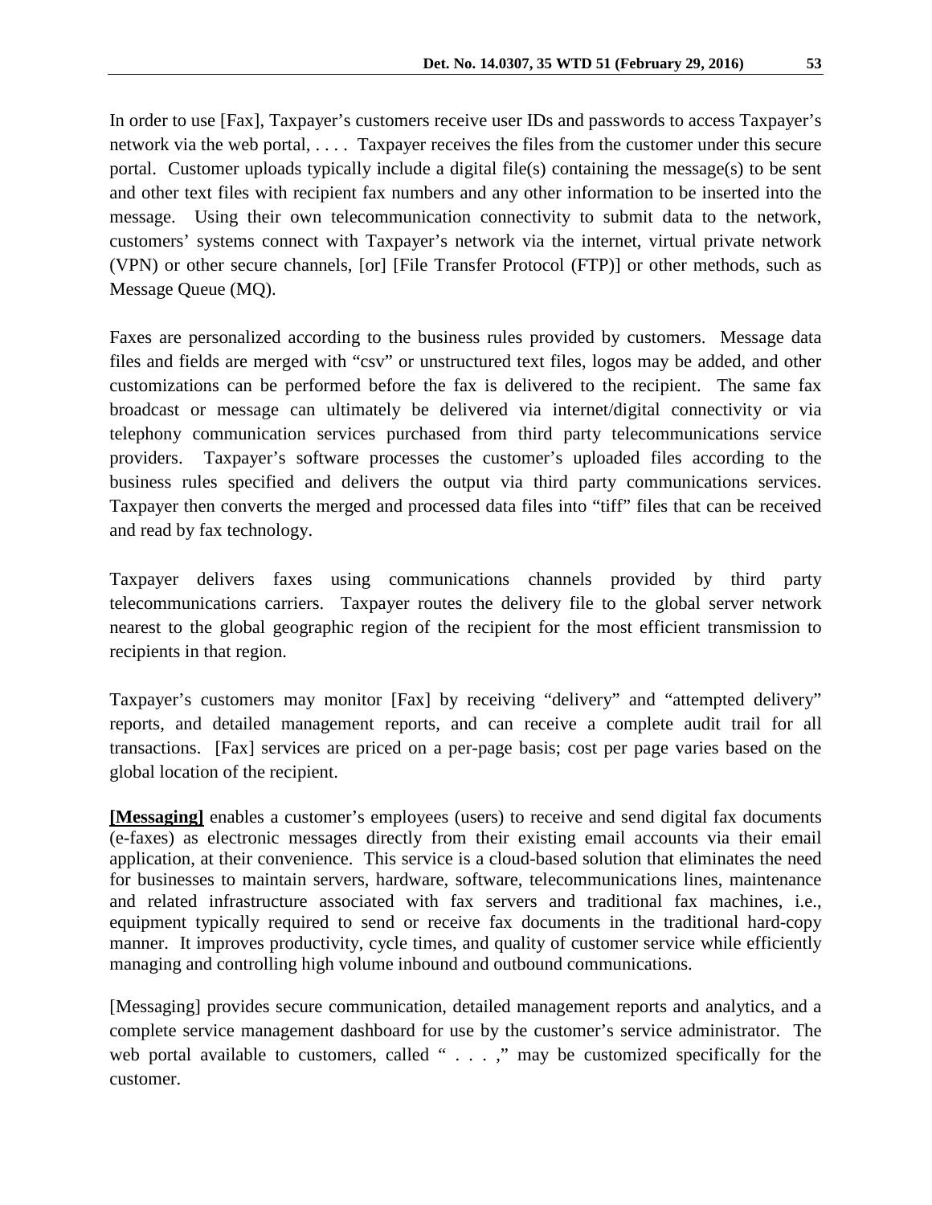In order to use [Fax], Taxpayer's customers receive user IDs and passwords to access Taxpayer's network via the web portal, . . . . Taxpayer receives the files from the customer under this secure portal. Customer uploads typically include a digital file(s) containing the message(s) to be sent and other text files with recipient fax numbers and any other information to be inserted into the message. Using their own telecommunication connectivity to submit data to the network, customers' systems connect with Taxpayer's network via the internet, virtual private network (VPN) or other secure channels, [or] [File Transfer Protocol (FTP)] or other methods, such as Message Queue (MQ).

Faxes are personalized according to the business rules provided by customers. Message data files and fields are merged with "csv" or unstructured text files, logos may be added, and other customizations can be performed before the fax is delivered to the recipient. The same fax broadcast or message can ultimately be delivered via internet/digital connectivity or via telephony communication services purchased from third party telecommunications service providers. Taxpayer's software processes the customer's uploaded files according to the business rules specified and delivers the output via third party communications services. Taxpayer then converts the merged and processed data files into "tiff" files that can be received and read by fax technology.

Taxpayer delivers faxes using communications channels provided by third party telecommunications carriers. Taxpayer routes the delivery file to the global server network nearest to the global geographic region of the recipient for the most efficient transmission to recipients in that region.

Taxpayer's customers may monitor [Fax] by receiving "delivery" and "attempted delivery" reports, and detailed management reports, and can receive a complete audit trail for all transactions. [Fax] services are priced on a per-page basis; cost per page varies based on the global location of the recipient.

**[Messaging]** enables a customer's employees (users) to receive and send digital fax documents (e-faxes) as electronic messages directly from their existing email accounts via their email application, at their convenience. This service is a cloud-based solution that eliminates the need for businesses to maintain servers, hardware, software, telecommunications lines, maintenance and related infrastructure associated with fax servers and traditional fax machines, i.e., equipment typically required to send or receive fax documents in the traditional hard-copy manner. It improves productivity, cycle times, and quality of customer service while efficiently managing and controlling high volume inbound and outbound communications.

[Messaging] provides secure communication, detailed management reports and analytics, and a complete service management dashboard for use by the customer's service administrator. The web portal available to customers, called " . . . ," may be customized specifically for the customer.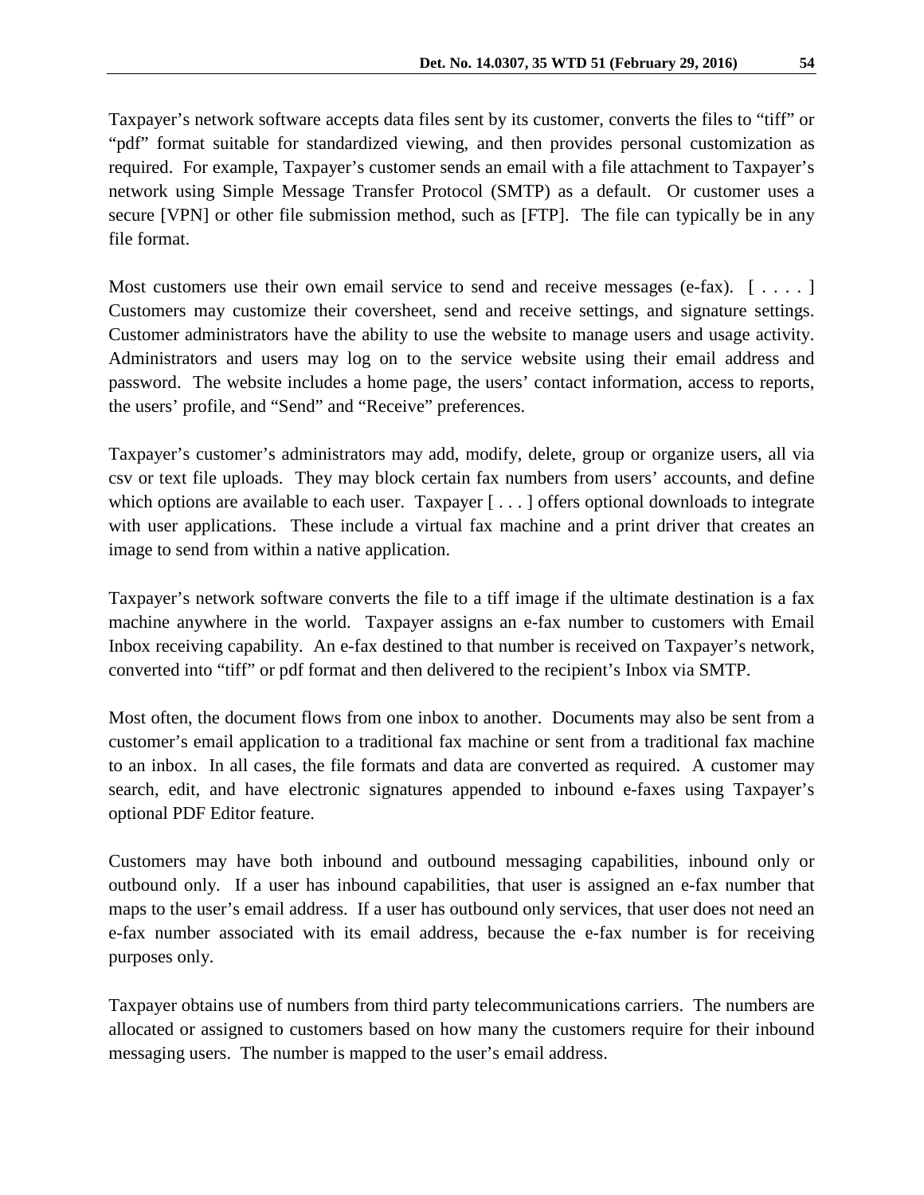Taxpayer's network software accepts data files sent by its customer, converts the files to "tiff" or "pdf" format suitable for standardized viewing, and then provides personal customization as required. For example, Taxpayer's customer sends an email with a file attachment to Taxpayer's network using Simple Message Transfer Protocol (SMTP) as a default. Or customer uses a secure [VPN] or other file submission method, such as [FTP]. The file can typically be in any file format.

Most customers use their own email service to send and receive messages (e-fax). [ . . . . ] Customers may customize their coversheet, send and receive settings, and signature settings. Customer administrators have the ability to use the website to manage users and usage activity. Administrators and users may log on to the service website using their email address and password. The website includes a home page, the users' contact information, access to reports, the users' profile, and "Send" and "Receive" preferences.

Taxpayer's customer's administrators may add, modify, delete, group or organize users, all via csv or text file uploads. They may block certain fax numbers from users' accounts, and define which options are available to each user. Taxpayer [ . . . ] offers optional downloads to integrate with user applications. These include a virtual fax machine and a print driver that creates an image to send from within a native application.

Taxpayer's network software converts the file to a tiff image if the ultimate destination is a fax machine anywhere in the world. Taxpayer assigns an e-fax number to customers with Email Inbox receiving capability. An e-fax destined to that number is received on Taxpayer's network, converted into "tiff" or pdf format and then delivered to the recipient's Inbox via SMTP.

Most often, the document flows from one inbox to another. Documents may also be sent from a customer's email application to a traditional fax machine or sent from a traditional fax machine to an inbox. In all cases, the file formats and data are converted as required. A customer may search, edit, and have electronic signatures appended to inbound e-faxes using Taxpayer's optional PDF Editor feature.

Customers may have both inbound and outbound messaging capabilities, inbound only or outbound only. If a user has inbound capabilities, that user is assigned an e-fax number that maps to the user's email address. If a user has outbound only services, that user does not need an e-fax number associated with its email address, because the e-fax number is for receiving purposes only.

Taxpayer obtains use of numbers from third party telecommunications carriers. The numbers are allocated or assigned to customers based on how many the customers require for their inbound messaging users. The number is mapped to the user's email address.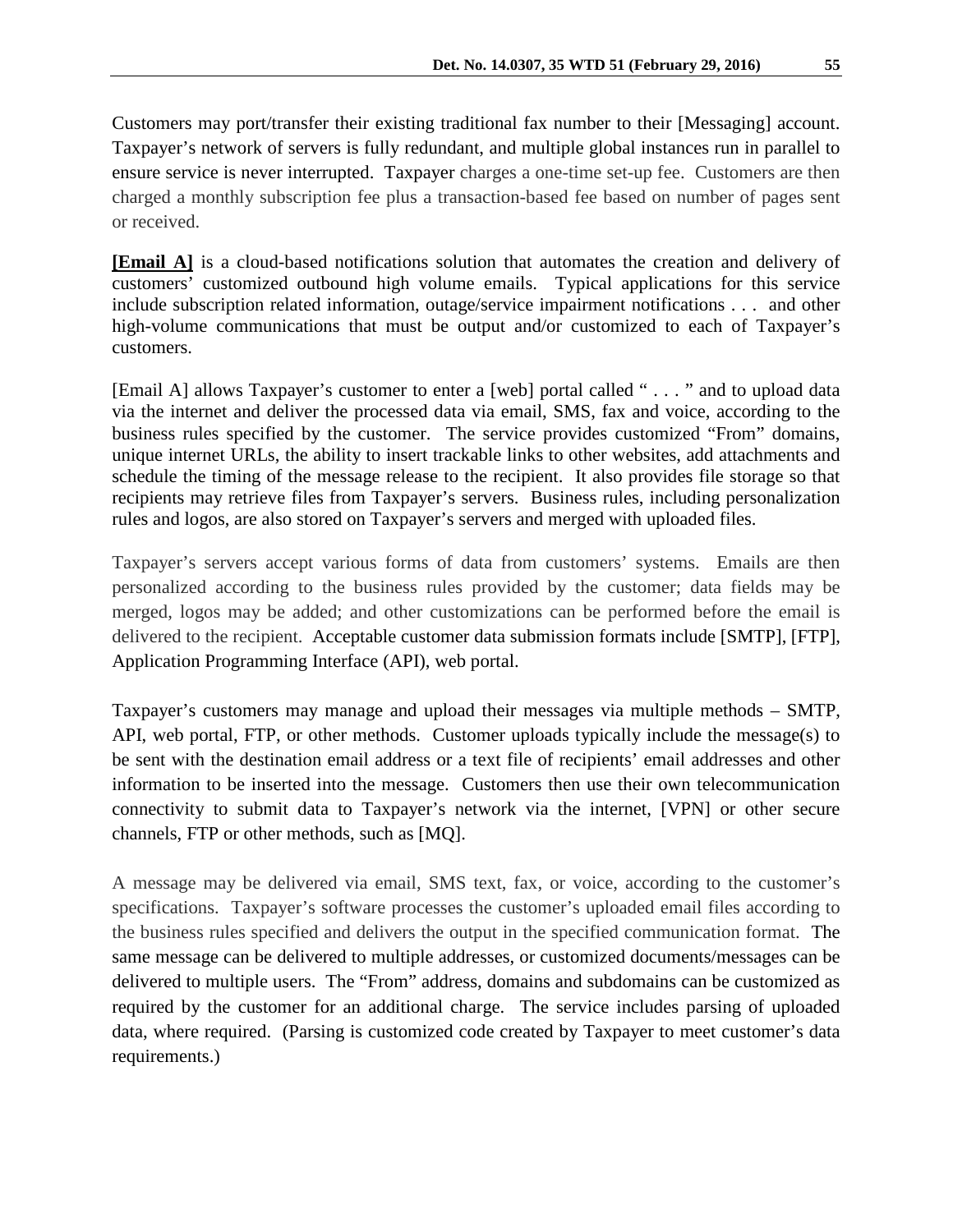Customers may port/transfer their existing traditional fax number to their [Messaging] account. Taxpayer's network of servers is fully redundant, and multiple global instances run in parallel to ensure service is never interrupted. Taxpayer charges a one-time set-up fee. Customers are then charged a monthly subscription fee plus a transaction-based fee based on number of pages sent or received.

**[Email A]** is a cloud-based notifications solution that automates the creation and delivery of customers' customized outbound high volume emails. Typical applications for this service include subscription related information, outage/service impairment notifications . . . and other high-volume communications that must be output and/or customized to each of Taxpayer's customers.

[Email A] allows Taxpayer's customer to enter a [web] portal called " . . . " and to upload data via the internet and deliver the processed data via email, SMS, fax and voice, according to the business rules specified by the customer. The service provides customized "From" domains, unique internet URLs, the ability to insert trackable links to other websites, add attachments and schedule the timing of the message release to the recipient. It also provides file storage so that recipients may retrieve files from Taxpayer's servers. Business rules, including personalization rules and logos, are also stored on Taxpayer's servers and merged with uploaded files.

Taxpayer's servers accept various forms of data from customers' systems. Emails are then personalized according to the business rules provided by the customer; data fields may be merged, logos may be added; and other customizations can be performed before the email is delivered to the recipient. Acceptable customer data submission formats include [SMTP], [FTP], Application Programming Interface (API), web portal.

Taxpayer's customers may manage and upload their messages via multiple methods – SMTP, API, web portal, FTP, or other methods. Customer uploads typically include the message(s) to be sent with the destination email address or a text file of recipients' email addresses and other information to be inserted into the message. Customers then use their own telecommunication connectivity to submit data to Taxpayer's network via the internet, [VPN] or other secure channels, FTP or other methods, such as [MQ].

A message may be delivered via email, SMS text, fax, or voice, according to the customer's specifications. Taxpayer's software processes the customer's uploaded email files according to the business rules specified and delivers the output in the specified communication format. The same message can be delivered to multiple addresses, or customized documents/messages can be delivered to multiple users. The "From" address, domains and subdomains can be customized as required by the customer for an additional charge. The service includes parsing of uploaded data, where required. (Parsing is customized code created by Taxpayer to meet customer's data requirements.)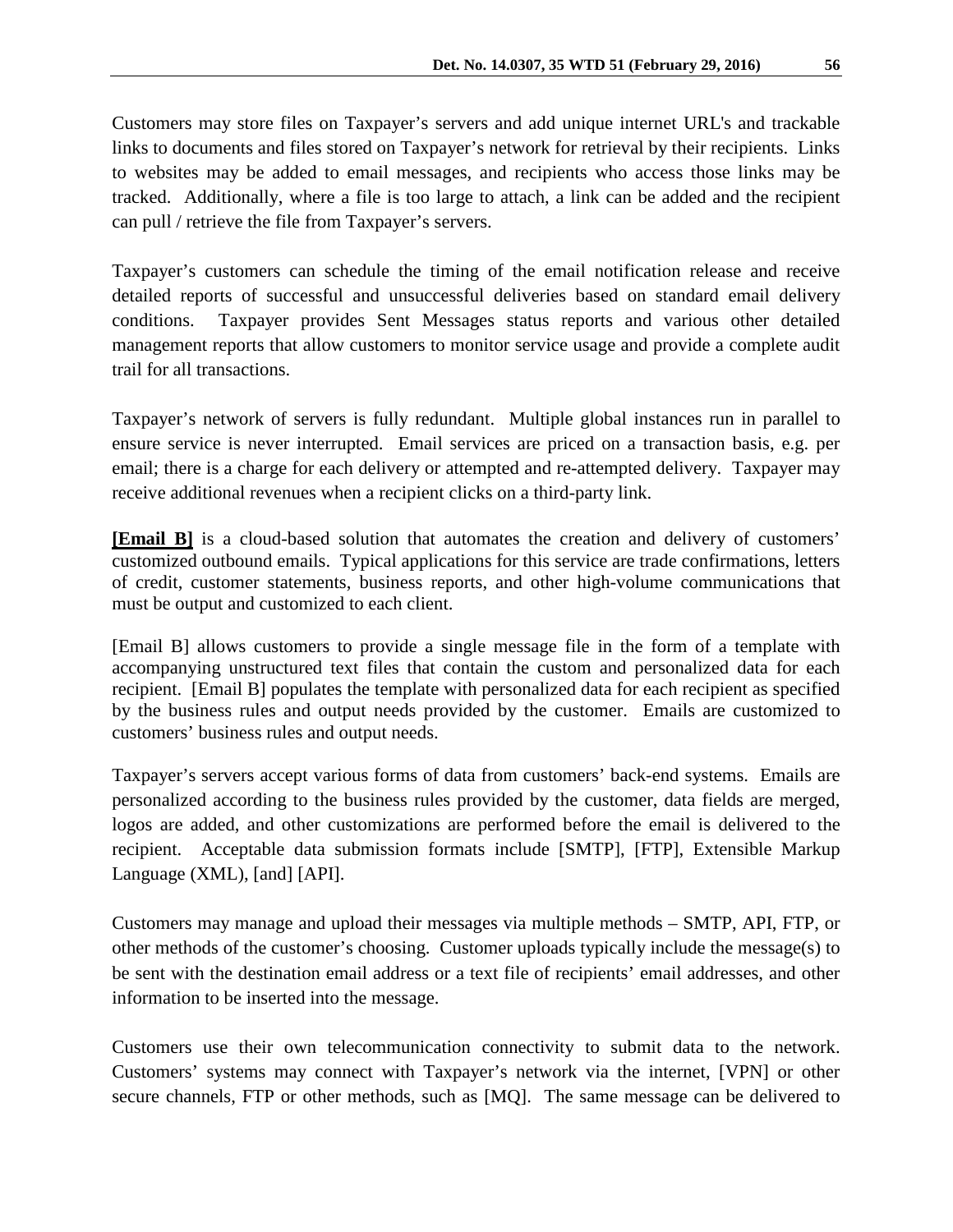Customers may store files on Taxpayer's servers and add unique internet URL's and trackable links to documents and files stored on Taxpayer's network for retrieval by their recipients. Links to websites may be added to email messages, and recipients who access those links may be tracked. Additionally, where a file is too large to attach, a link can be added and the recipient can pull / retrieve the file from Taxpayer's servers.

Taxpayer's customers can schedule the timing of the email notification release and receive detailed reports of successful and unsuccessful deliveries based on standard email delivery conditions. Taxpayer provides Sent Messages status reports and various other detailed management reports that allow customers to monitor service usage and provide a complete audit trail for all transactions.

Taxpayer's network of servers is fully redundant. Multiple global instances run in parallel to ensure service is never interrupted. Email services are priced on a transaction basis, e.g. per email; there is a charge for each delivery or attempted and re-attempted delivery. Taxpayer may receive additional revenues when a recipient clicks on a third-party link.

**[Email B]** is a cloud-based solution that automates the creation and delivery of customers' customized outbound emails. Typical applications for this service are trade confirmations, letters of credit, customer statements, business reports, and other high-volume communications that must be output and customized to each client.

[Email B] allows customers to provide a single message file in the form of a template with accompanying unstructured text files that contain the custom and personalized data for each recipient. [Email B] populates the template with personalized data for each recipient as specified by the business rules and output needs provided by the customer. Emails are customized to customers' business rules and output needs.

Taxpayer's servers accept various forms of data from customers' back-end systems. Emails are personalized according to the business rules provided by the customer, data fields are merged, logos are added, and other customizations are performed before the email is delivered to the recipient. Acceptable data submission formats include [SMTP], [FTP], Extensible Markup Language (XML), [and] [API].

Customers may manage and upload their messages via multiple methods – SMTP, API, FTP, or other methods of the customer's choosing. Customer uploads typically include the message(s) to be sent with the destination email address or a text file of recipients' email addresses, and other information to be inserted into the message.

Customers use their own telecommunication connectivity to submit data to the network. Customers' systems may connect with Taxpayer's network via the internet, [VPN] or other secure channels, FTP or other methods, such as [MQ]. The same message can be delivered to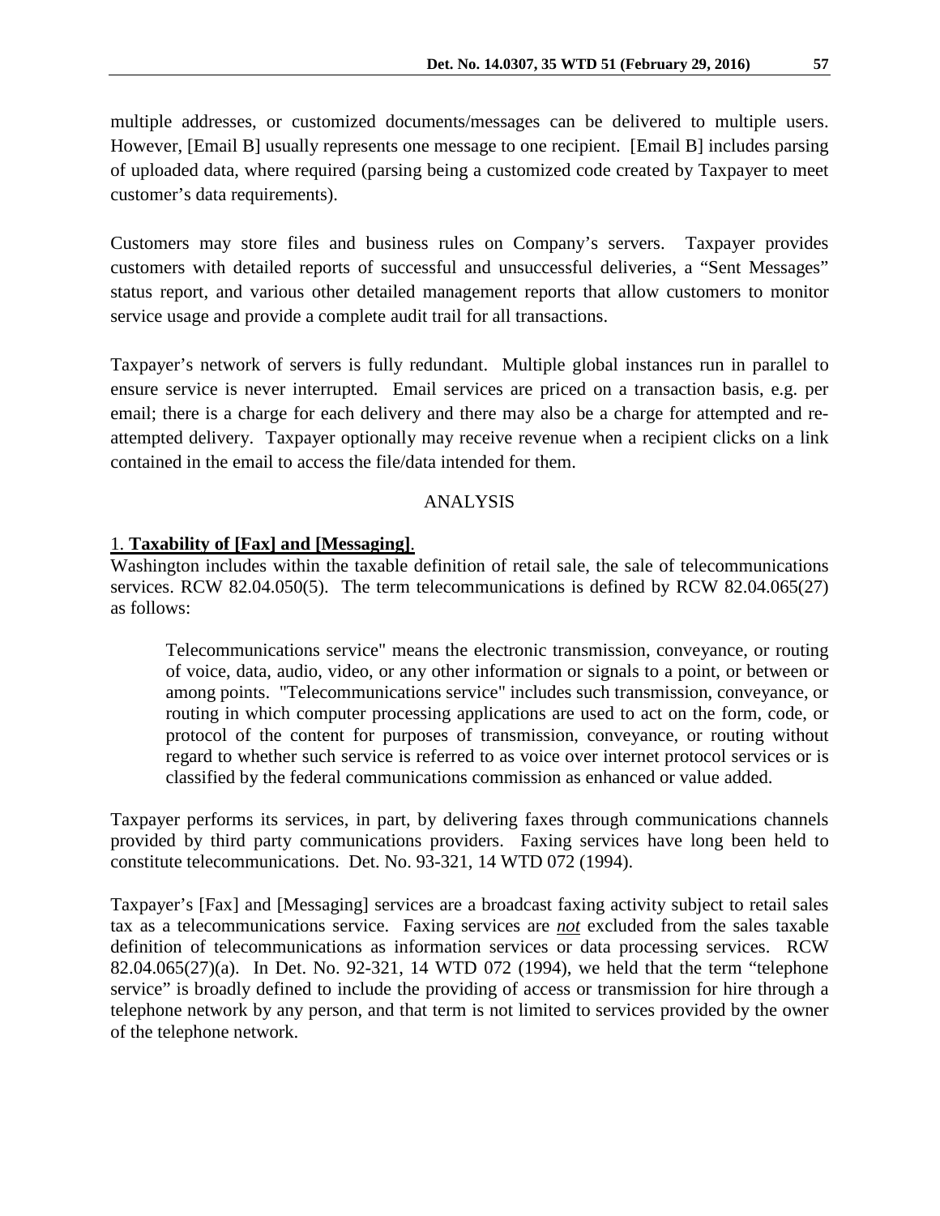multiple addresses, or customized documents/messages can be delivered to multiple users. However, [Email B] usually represents one message to one recipient. [Email B] includes parsing of uploaded data, where required (parsing being a customized code created by Taxpayer to meet customer's data requirements).

Customers may store files and business rules on Company's servers. Taxpayer provides customers with detailed reports of successful and unsuccessful deliveries, a "Sent Messages" status report, and various other detailed management reports that allow customers to monitor service usage and provide a complete audit trail for all transactions.

Taxpayer's network of servers is fully redundant. Multiple global instances run in parallel to ensure service is never interrupted. Email services are priced on a transaction basis, e.g. per email; there is a charge for each delivery and there may also be a charge for attempted and re-attempted delivery. Taxpayer optionally may receive revenue when a recipient clicks on a link contained in the email to access the file/data intended for them.

## ANALYSIS

### 1. **Taxability of [Fax] and [Messaging]**.

Washington includes within the taxable definition of retail sale, the sale of telecommunications services. RCW 82.04.050(5). The term telecommunications is defined by RCW 82.04.065(27) as follows:

> Telecommunications service" means the electronic transmission, conveyance, or routing of voice, data, audio, video, or any other information or signals to a point, or between or among points. "Telecommunications service" includes such transmission, conveyance, or routing in which computer processing applications are used to act on the form, code, or protocol of the content for purposes of transmission, conveyance, or routing without regard to whether such service is referred to as voice over internet protocol services or is classified by the federal communications commission as enhanced or value added.

Taxpayer performs its services, in part, by delivering faxes through communications channels provided by third party communications providers. Faxing services have long been held to constitute telecommunications. Det. No. 93-321, 14 WTD 072 (1994).

Taxpayer's [Fax] and [Messaging] services are a broadcast faxing activity subject to retail sales tax as a telecommunications service. Faxing services are ***not*** excluded from the sales taxable definition of telecommunications as information services or data processing services. RCW 82.04.065(27)(a). In Det. No. 92-321, 14 WTD 072 (1994), we held that the term "telephone service" is broadly defined to include the providing of access or transmission for hire through a telephone network by any person, and that term is not limited to services provided by the owner of the telephone network.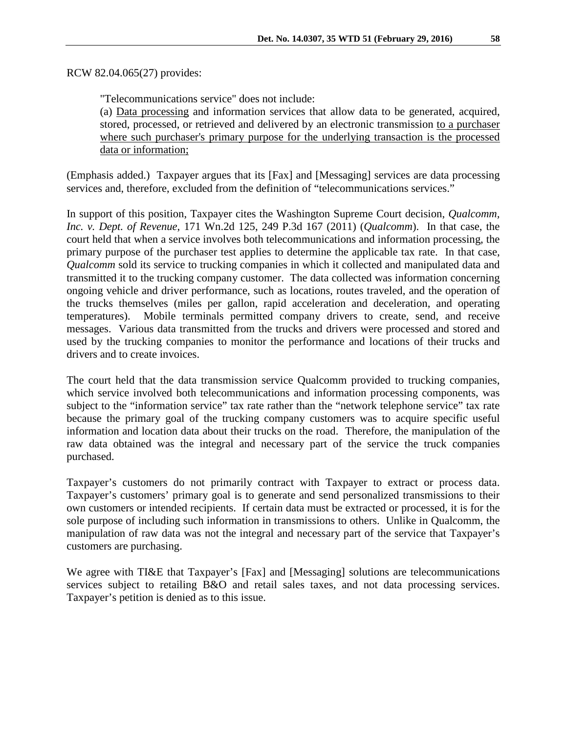RCW 82.04.065(27) provides:

> "Telecommunications service" does not include:
>
> (a) <u>Data processing</u> and information services that allow data to be generated, acquired, stored, processed, or retrieved and delivered by an electronic transmission <u>to a purchaser where such purchaser's primary purpose for the underlying transaction is the processed data or information;</u>

(Emphasis added.) Taxpayer argues that its [Fax] and [Messaging] services are data processing services and, therefore, excluded from the definition of "telecommunications services."

In support of this position, Taxpayer cites the Washington Supreme Court decision, *Qualcomm, Inc. v. Dept. of Revenue*, 171 Wn.2d 125, 249 P.3d 167 (2011) (*Qualcomm*). In that case, the court held that when a service involves both telecommunications and information processing, the primary purpose of the purchaser test applies to determine the applicable tax rate. In that case, *Qualcomm* sold its service to trucking companies in which it collected and manipulated data and transmitted it to the trucking company customer. The data collected was information concerning ongoing vehicle and driver performance, such as locations, routes traveled, and the operation of the trucks themselves (miles per gallon, rapid acceleration and deceleration, and operating temperatures). Mobile terminals permitted company drivers to create, send, and receive messages. Various data transmitted from the trucks and drivers were processed and stored and used by the trucking companies to monitor the performance and locations of their trucks and drivers and to create invoices.

The court held that the data transmission service Qualcomm provided to trucking companies, which service involved both telecommunications and information processing components, was subject to the "information service" tax rate rather than the "network telephone service" tax rate because the primary goal of the trucking company customers was to acquire specific useful information and location data about their trucks on the road. Therefore, the manipulation of the raw data obtained was the integral and necessary part of the service the truck companies purchased.

Taxpayer's customers do not primarily contract with Taxpayer to extract or process data. Taxpayer's customers' primary goal is to generate and send personalized transmissions to their own customers or intended recipients. If certain data must be extracted or processed, it is for the sole purpose of including such information in transmissions to others. Unlike in Qualcomm, the manipulation of raw data was not the integral and necessary part of the service that Taxpayer's customers are purchasing.

We agree with TI&E that Taxpayer's [Fax] and [Messaging] solutions are telecommunications services subject to retailing B&O and retail sales taxes, and not data processing services. Taxpayer's petition is denied as to this issue.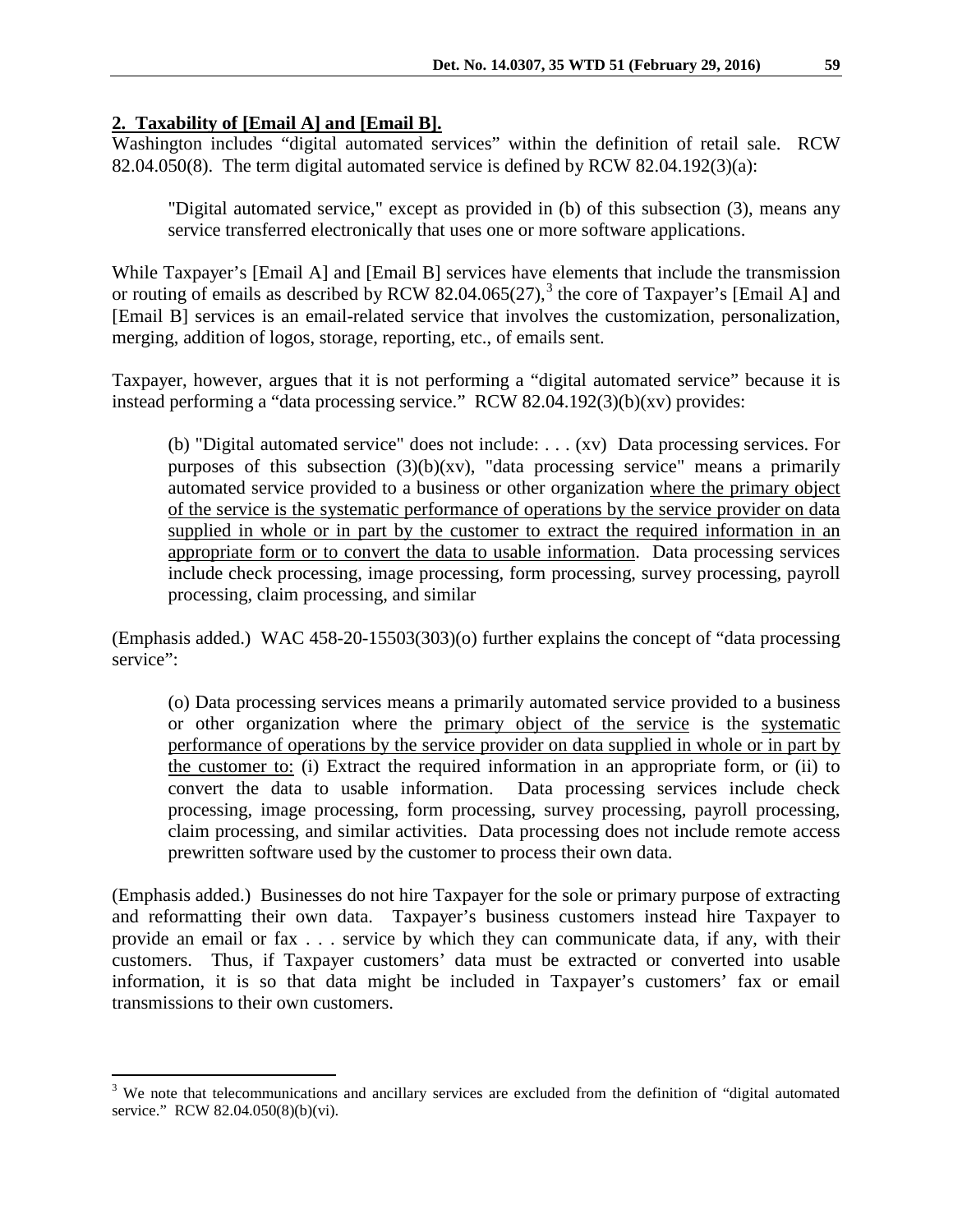**2. Taxability of [Email A] and [Email B].**

Washington includes "digital automated services" within the definition of retail sale. RCW 82.04.050(8). The term digital automated service is defined by RCW 82.04.192(3)(a):

> "Digital automated service," except as provided in (b) of this subsection (3), means any service transferred electronically that uses one or more software applications.

While Taxpayer's [Email A] and [Email B] services have elements that include the transmission or routing of emails as described by RCW 82.04.065(27),[3] the core of Taxpayer's [Email A] and [Email B] services is an email-related service that involves the customization, personalization, merging, addition of logos, storage, reporting, etc., of emails sent.

Taxpayer, however, argues that it is not performing a "digital automated service" because it is instead performing a "data processing service." RCW 82.04.192(3)(b)(xv) provides:

> (b) "Digital automated service" does not include: . . . (xv) Data processing services. For purposes of this subsection (3)(b)(xv), "data processing service" means a primarily automated service provided to a business or other organization <u>where the primary object of the service is the systematic performance of operations by the service provider on data supplied in whole or in part by the customer to extract the required information in an appropriate form or to convert the data to usable information</u>. Data processing services include check processing, image processing, form processing, survey processing, payroll processing, claim processing, and similar

(Emphasis added.) WAC 458-20-15503(303)(o) further explains the concept of "data processing service":

> (o) Data processing services means a primarily automated service provided to a business or other organization where the <u>primary object of the service</u> is the <u>systematic performance of operations by the service provider on data supplied in whole or in part by the customer to:</u> (i) Extract the required information in an appropriate form, or (ii) to convert the data to usable information. Data processing services include check processing, image processing, form processing, survey processing, payroll processing, claim processing, and similar activities. Data processing does not include remote access prewritten software used by the customer to process their own data.

(Emphasis added.) Businesses do not hire Taxpayer for the sole or primary purpose of extracting and reformatting their own data. Taxpayer's business customers instead hire Taxpayer to provide an email or fax . . . service by which they can communicate data, if any, with their customers. Thus, if Taxpayer customers' data must be extracted or converted into usable information, it is so that data might be included in Taxpayer's customers' fax or email transmissions to their own customers.

---

[3] We note that telecommunications and ancillary services are excluded from the definition of "digital automated service." RCW 82.04.050(8)(b)(vi).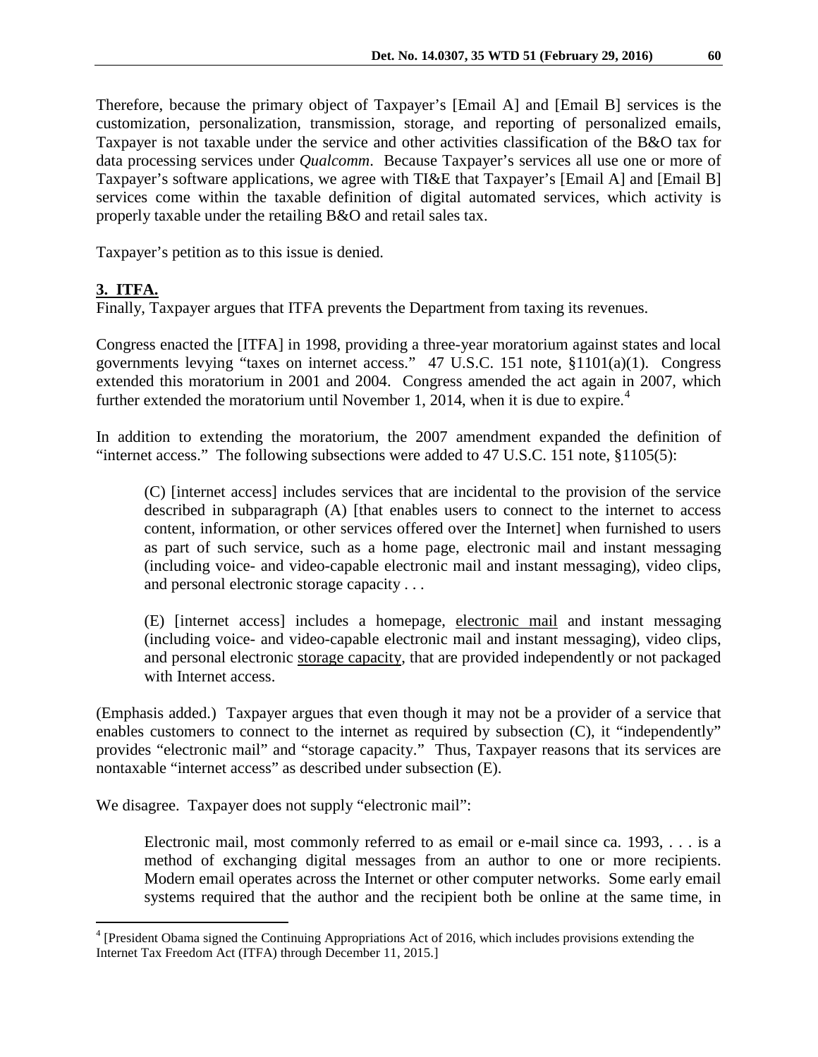Therefore, because the primary object of Taxpayer's [Email A] and [Email B] services is the customization, personalization, transmission, storage, and reporting of personalized emails, Taxpayer is not taxable under the service and other activities classification of the B&O tax for data processing services under *Qualcomm*. Because Taxpayer's services all use one or more of Taxpayer's software applications, we agree with TI&E that Taxpayer's [Email A] and [Email B] services come within the taxable definition of digital automated services, which activity is properly taxable under the retailing B&O and retail sales tax.

Taxpayer's petition as to this issue is denied.

## **3. ITFA.**

Finally, Taxpayer argues that ITFA prevents the Department from taxing its revenues.

Congress enacted the [ITFA] in 1998, providing a three-year moratorium against states and local governments levying "taxes on internet access." 47 U.S.C. 151 note, §1101(a)(1). Congress extended this moratorium in 2001 and 2004. Congress amended the act again in 2007, which further extended the moratorium until November 1, 2014, when it is due to expire.[4]

In addition to extending the moratorium, the 2007 amendment expanded the definition of "internet access." The following subsections were added to 47 U.S.C. 151 note, §1105(5):

> (C) [internet access] includes services that are incidental to the provision of the service described in subparagraph (A) [that enables users to connect to the internet to access content, information, or other services offered over the Internet] when furnished to users as part of such service, such as a home page, electronic mail and instant messaging (including voice- and video-capable electronic mail and instant messaging), video clips, and personal electronic storage capacity . . .
>
> (E) [internet access] includes a homepage, <u>electronic mail</u> and instant messaging (including voice- and video-capable electronic mail and instant messaging), video clips, and personal electronic <u>storage capacity</u>, that are provided independently or not packaged with Internet access.

(Emphasis added.) Taxpayer argues that even though it may not be a provider of a service that enables customers to connect to the internet as required by subsection (C), it "independently" provides "electronic mail" and "storage capacity." Thus, Taxpayer reasons that its services are nontaxable "internet access" as described under subsection (E).

We disagree. Taxpayer does not supply "electronic mail":

> Electronic mail, most commonly referred to as email or e-mail since ca. 1993, . . . is a method of exchanging digital messages from an author to one or more recipients. Modern email operates across the Internet or other computer networks. Some early email systems required that the author and the recipient both be online at the same time, in

---

[4] [President Obama signed the Continuing Appropriations Act of 2016, which includes provisions extending the Internet Tax Freedom Act (ITFA) through December 11, 2015.]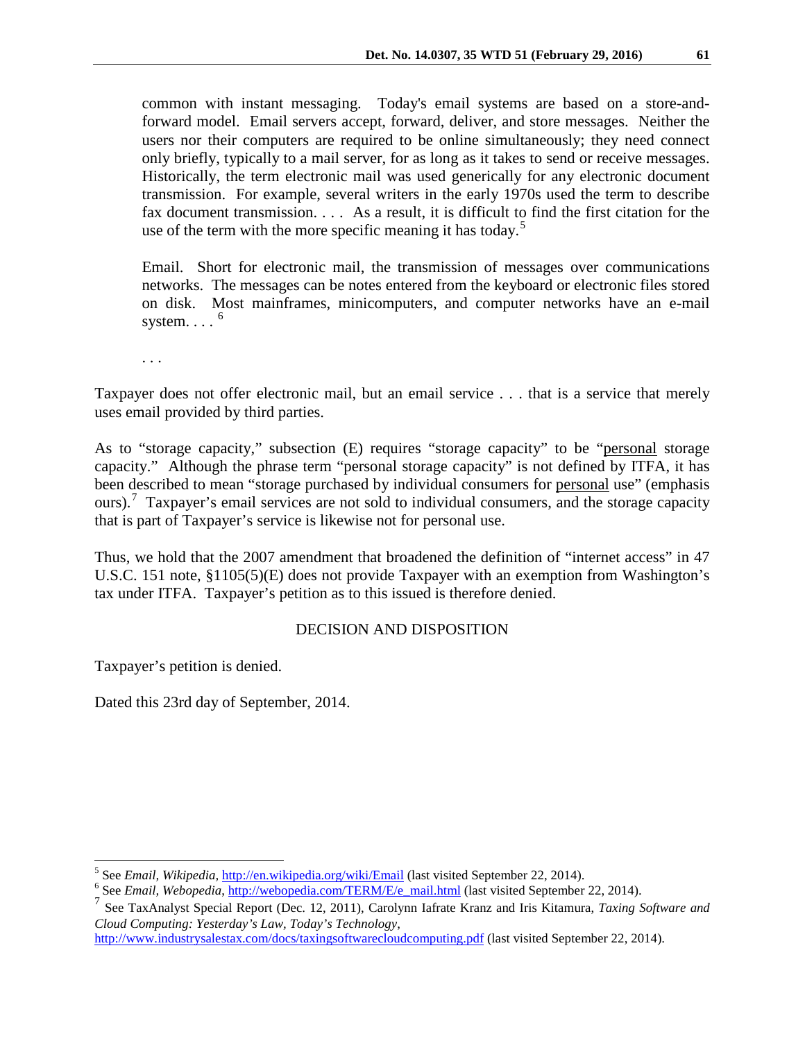common with instant messaging. Today's email systems are based on a store-and-forward model. Email servers accept, forward, deliver, and store messages. Neither the users nor their computers are required to be online simultaneously; they need connect only briefly, typically to a mail server, for as long as it takes to send or receive messages. Historically, the term electronic mail was used generically for any electronic document transmission. For example, several writers in the early 1970s used the term to describe fax document transmission. . . . As a result, it is difficult to find the first citation for the use of the term with the more specific meaning it has today.[5]

> Email. Short for electronic mail, the transmission of messages over communications networks. The messages can be notes entered from the keyboard or electronic files stored on disk. Most mainframes, minicomputers, and computer networks have an e-mail system. . . .[6]
>
> . . .

Taxpayer does not offer electronic mail, but an email service . . . that is a service that merely uses email provided by third parties.

As to "storage capacity," subsection (E) requires "storage capacity" to be "<u>personal</u> storage capacity." Although the phrase term "personal storage capacity" is not defined by ITFA, it has been described to mean "storage purchased by individual consumers for <u>personal</u> use" (emphasis ours).[7] Taxpayer's email services are not sold to individual consumers, and the storage capacity that is part of Taxpayer's service is likewise not for personal use.

Thus, we hold that the 2007 amendment that broadened the definition of "internet access" in 47 U.S.C. 151 note, §1105(5)(E) does not provide Taxpayer with an exemption from Washington's tax under ITFA. Taxpayer's petition as to this issued is therefore denied.

## DECISION AND DISPOSITION

Taxpayer's petition is denied.

Dated this 23rd day of September, 2014.

---

[5] See *Email, Wikipedia*, http://en.wikipedia.org/wiki/Email (last visited September 22, 2014).

[6] See *Email, Webopedia*, http://webopedia.com/TERM/E/e_mail.html (last visited September 22, 2014).

[7] See TaxAnalyst Special Report (Dec. 12, 2011), Carolynn Iafrate Kranz and Iris Kitamura, *Taxing Software and Cloud Computing: Yesterday's Law, Today's Technology*, http://www.industrysalestax.com/docs/taxingsoftwarecloudcomputing.pdf (last visited September 22, 2014).